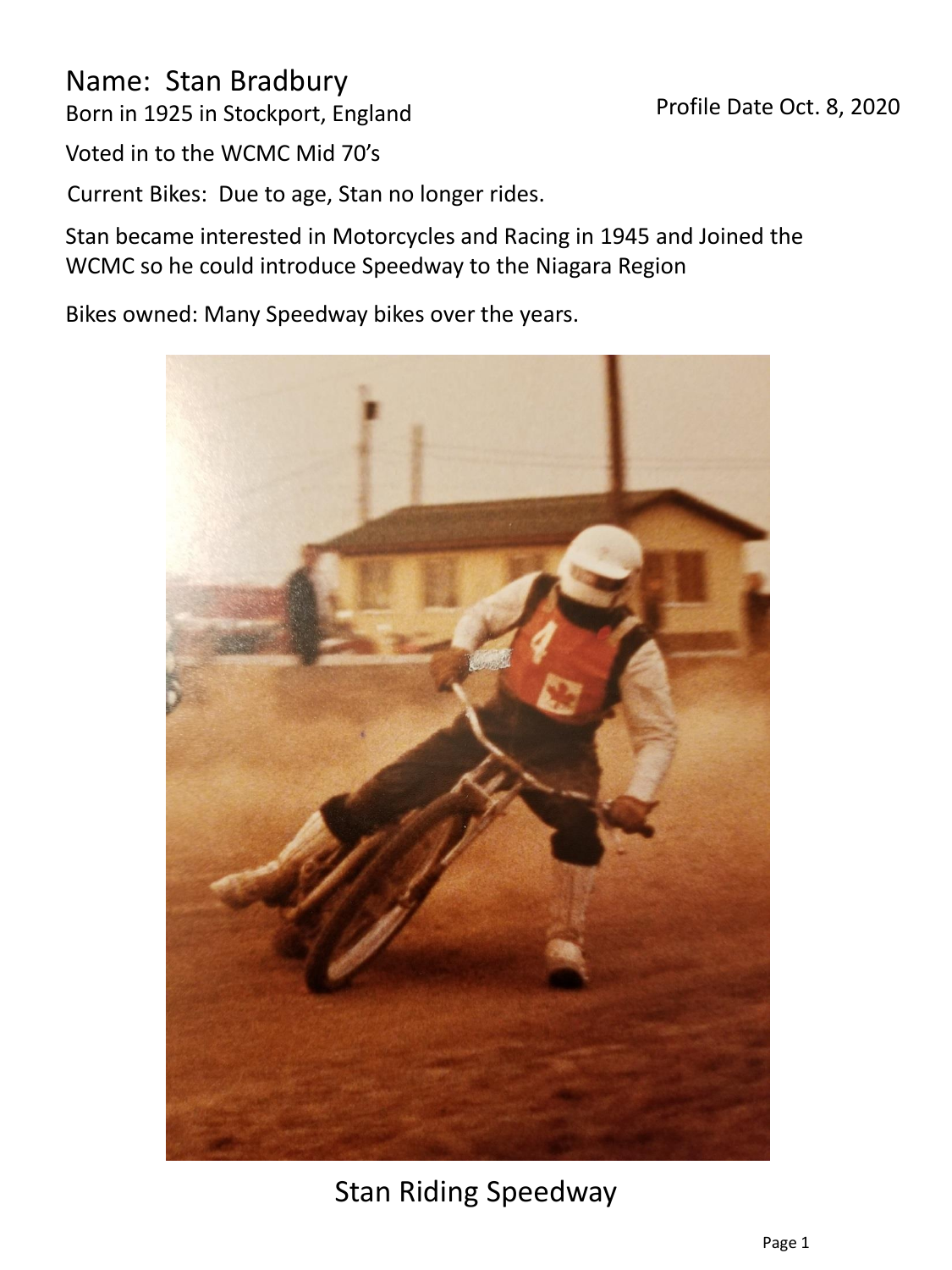Name: Stan Bradbury

Born in 1925 in Stockport, England

Profile Date Oct. 8, 2020

Voted in to the WCMC Mid 70's

Current Bikes: Due to age, Stan no longer rides.

Stan became interested in Motorcycles and Racing in 1945 and Joined the WCMC so he could introduce Speedway to the Niagara Region

Bikes owned: Many Speedway bikes over the years.

Stan Riding Speedway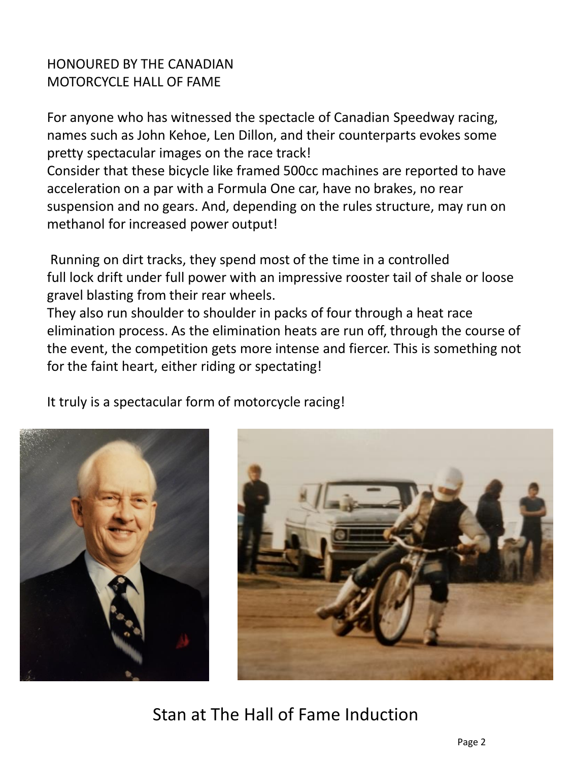# HONOURED BY THE CANADIAN MOTORCYCLE HALL OF FAME

For anyone who has witnessed the spectacle of Canadian Speedway racing, names such as John Kehoe, Len Dillon, and their counterparts evokes some pretty spectacular images on the race track!
Consider that these bicycle like framed 500cc machines are reported to have acceleration on a par with a Formula One car, have no brakes, no rear suspension and no gears. And, depending on the rules structure, may run on methanol for increased power output!

Running on dirt tracks, they spend most of the time in a controlled full lock drift under full power with an impressive rooster tail of shale or loose gravel blasting from their rear wheels.
They also run shoulder to shoulder in packs of four through a heat race elimination process. As the elimination heats are run off, through the course of the event, the competition gets more intense and fiercer. This is something not for the faint heart, either riding or spectating!

It truly is a spectacular form of motorcycle racing!

Stan at The Hall of Fame Induction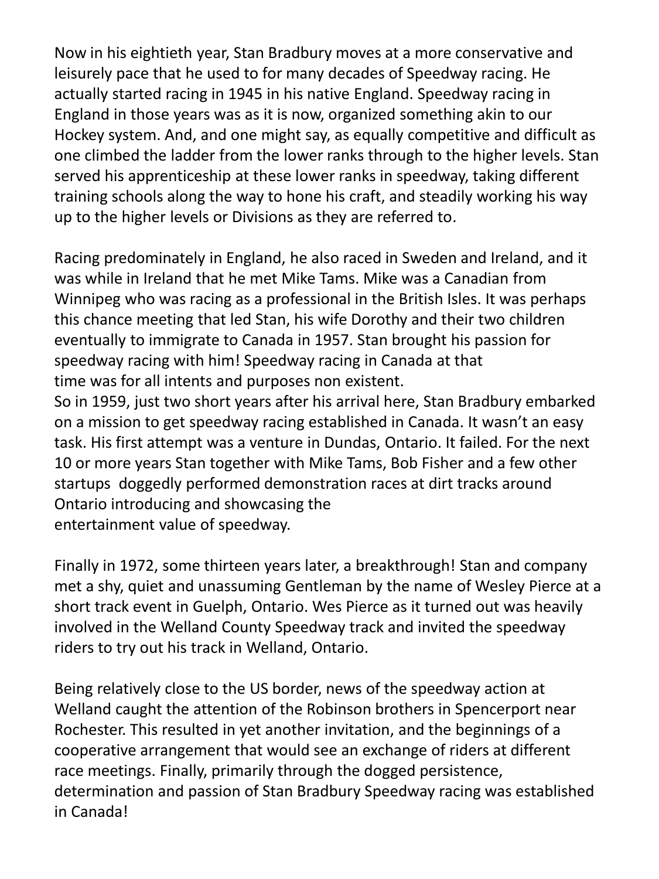Now in his eightieth year, Stan Bradbury moves at a more conservative and leisurely pace that he used to for many decades of Speedway racing. He actually started racing in 1945 in his native England. Speedway racing in England in those years was as it is now, organized something akin to our Hockey system. And, and one might say, as equally competitive and difficult as one climbed the ladder from the lower ranks through to the higher levels. Stan served his apprenticeship at these lower ranks in speedway, taking different training schools along the way to hone his craft, and steadily working his way up to the higher levels or Divisions as they are referred to.

Racing predominately in England, he also raced in Sweden and Ireland, and it was while in Ireland that he met Mike Tams. Mike was a Canadian from Winnipeg who was racing as a professional in the British Isles. It was perhaps this chance meeting that led Stan, his wife Dorothy and their two children eventually to immigrate to Canada in 1957. Stan brought his passion for speedway racing with him! Speedway racing in Canada at that time was for all intents and purposes non existent.

So in 1959, just two short years after his arrival here, Stan Bradbury embarked on a mission to get speedway racing established in Canada. It wasn't an easy task. His first attempt was a venture in Dundas, Ontario. It failed. For the next 10 or more years Stan together with Mike Tams, Bob Fisher and a few other startups doggedly performed demonstration races at dirt tracks around Ontario introducing and showcasing the entertainment value of speedway.

Finally in 1972, some thirteen years later, a breakthrough! Stan and company met a shy, quiet and unassuming Gentleman by the name of Wesley Pierce at a short track event in Guelph, Ontario. Wes Pierce as it turned out was heavily involved in the Welland County Speedway track and invited the speedway riders to try out his track in Welland, Ontario.

Being relatively close to the US border, news of the speedway action at Welland caught the attention of the Robinson brothers in Spencerport near Rochester. This resulted in yet another invitation, and the beginnings of a cooperative arrangement that would see an exchange of riders at different race meetings. Finally, primarily through the dogged persistence, determination and passion of Stan Bradbury Speedway racing was established in Canada!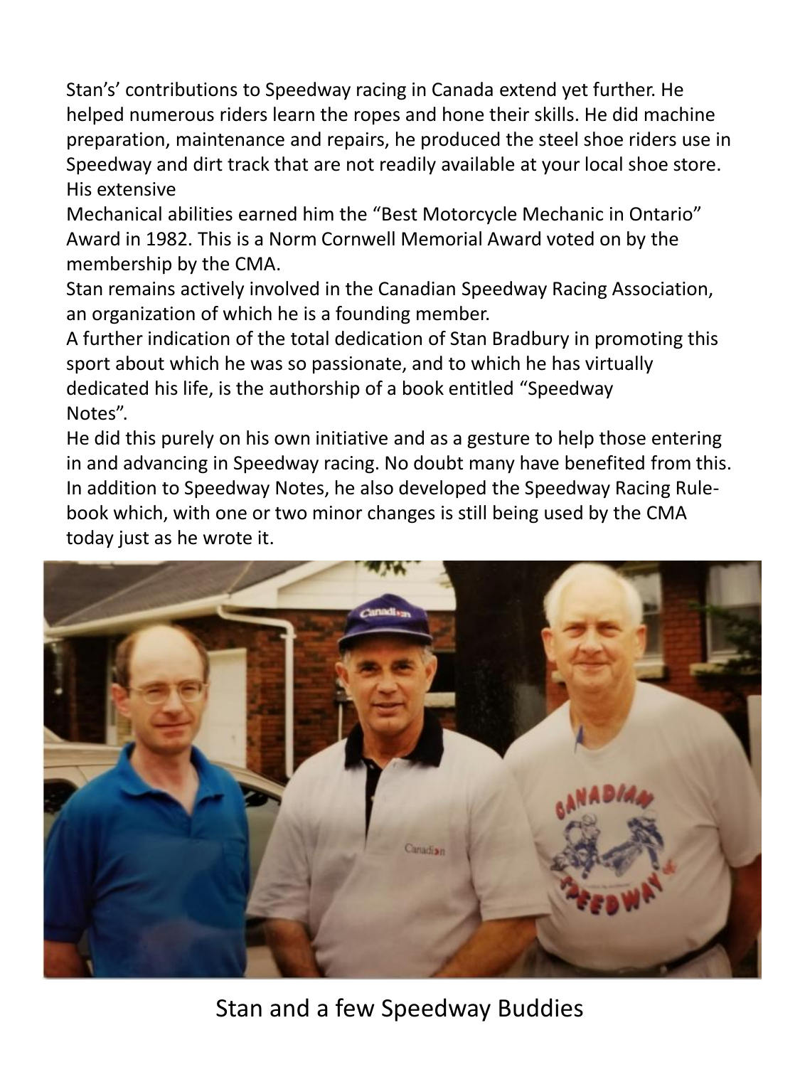Stan's' contributions to Speedway racing in Canada extend yet further. He helped numerous riders learn the ropes and hone their skills. He did machine preparation, maintenance and repairs, he produced the steel shoe riders use in Speedway and dirt track that are not readily available at your local shoe store. His extensive

Mechanical abilities earned him the "Best Motorcycle Mechanic in Ontario" Award in 1982. This is a Norm Cornwell Memorial Award voted on by the membership by the CMA.

Stan remains actively involved in the Canadian Speedway Racing Association, an organization of which he is a founding member.

A further indication of the total dedication of Stan Bradbury in promoting this sport about which he was so passionate, and to which he has virtually dedicated his life, is the authorship of a book entitled "Speedway Notes".

He did this purely on his own initiative and as a gesture to help those entering in and advancing in Speedway racing. No doubt many have benefited from this. In addition to Speedway Notes, he also developed the Speedway Racing Rule-book which, with one or two minor changes is still being used by the CMA today just as he wrote it.

Stan and a few Speedway Buddies